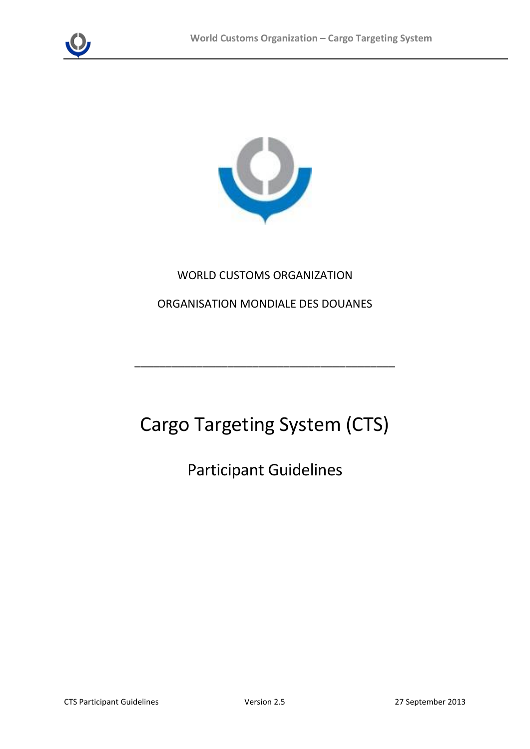WORLD CUSTOMS ORGANIZATION

ORGANISATION MONDIALE DES DOUANES

---

# Cargo Targeting System (CTS)

## Participant Guidelines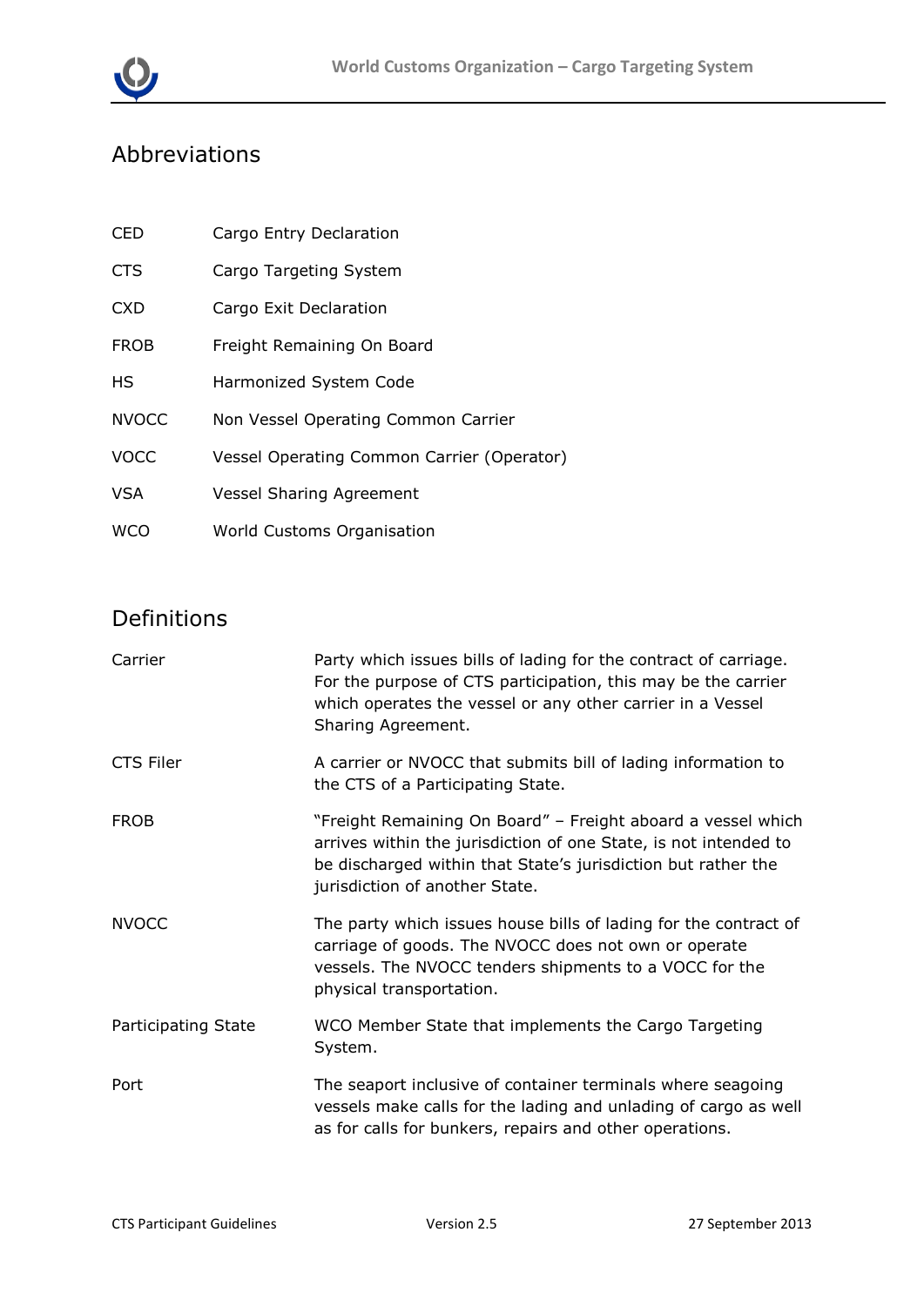## Abbreviations

| | |
|---|---|
| CED | Cargo Entry Declaration |
| CTS | Cargo Targeting System |
| CXD | Cargo Exit Declaration |
| FROB | Freight Remaining On Board |
| HS | Harmonized System Code |
| NVOCC | Non Vessel Operating Common Carrier |
| VOCC | Vessel Operating Common Carrier (Operator) |
| VSA | Vessel Sharing Agreement |
| WCO | World Customs Organisation |

## Definitions

| | |
|---|---|
| Carrier | Party which issues bills of lading for the contract of carriage. For the purpose of CTS participation, this may be the carrier which operates the vessel or any other carrier in a Vessel Sharing Agreement. |
| CTS Filer | A carrier or NVOCC that submits bill of lading information to the CTS of a Participating State. |
| FROB | "Freight Remaining On Board" – Freight aboard a vessel which arrives within the jurisdiction of one State, is not intended to be discharged within that State's jurisdiction but rather the jurisdiction of another State. |
| NVOCC | The party which issues house bills of lading for the contract of carriage of goods. The NVOCC does not own or operate vessels. The NVOCC tenders shipments to a VOCC for the physical transportation. |
| Participating State | WCO Member State that implements the Cargo Targeting System. |
| Port | The seaport inclusive of container terminals where seagoing vessels make calls for the lading and unlading of cargo as well as for calls for bunkers, repairs and other operations. |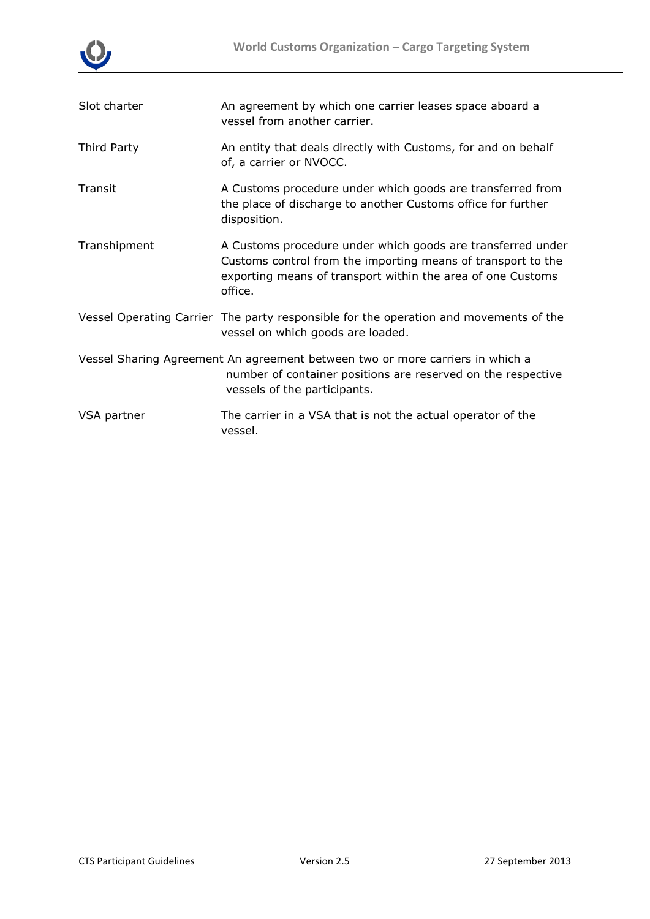| | |
|---|---|
| Slot charter | An agreement by which one carrier leases space aboard a vessel from another carrier. |
| Third Party | An entity that deals directly with Customs, for and on behalf of, a carrier or NVOCC. |
| Transit | A Customs procedure under which goods are transferred from the place of discharge to another Customs office for further disposition. |
| Transhipment | A Customs procedure under which goods are transferred under Customs control from the importing means of transport to the exporting means of transport within the area of one Customs office. |
| Vessel Operating Carrier | The party responsible for the operation and movements of the vessel on which goods are loaded. |
| Vessel Sharing Agreement | An agreement between two or more carriers in which a number of container positions are reserved on the respective vessels of the participants. |
| VSA partner | The carrier in a VSA that is not the actual operator of the vessel. |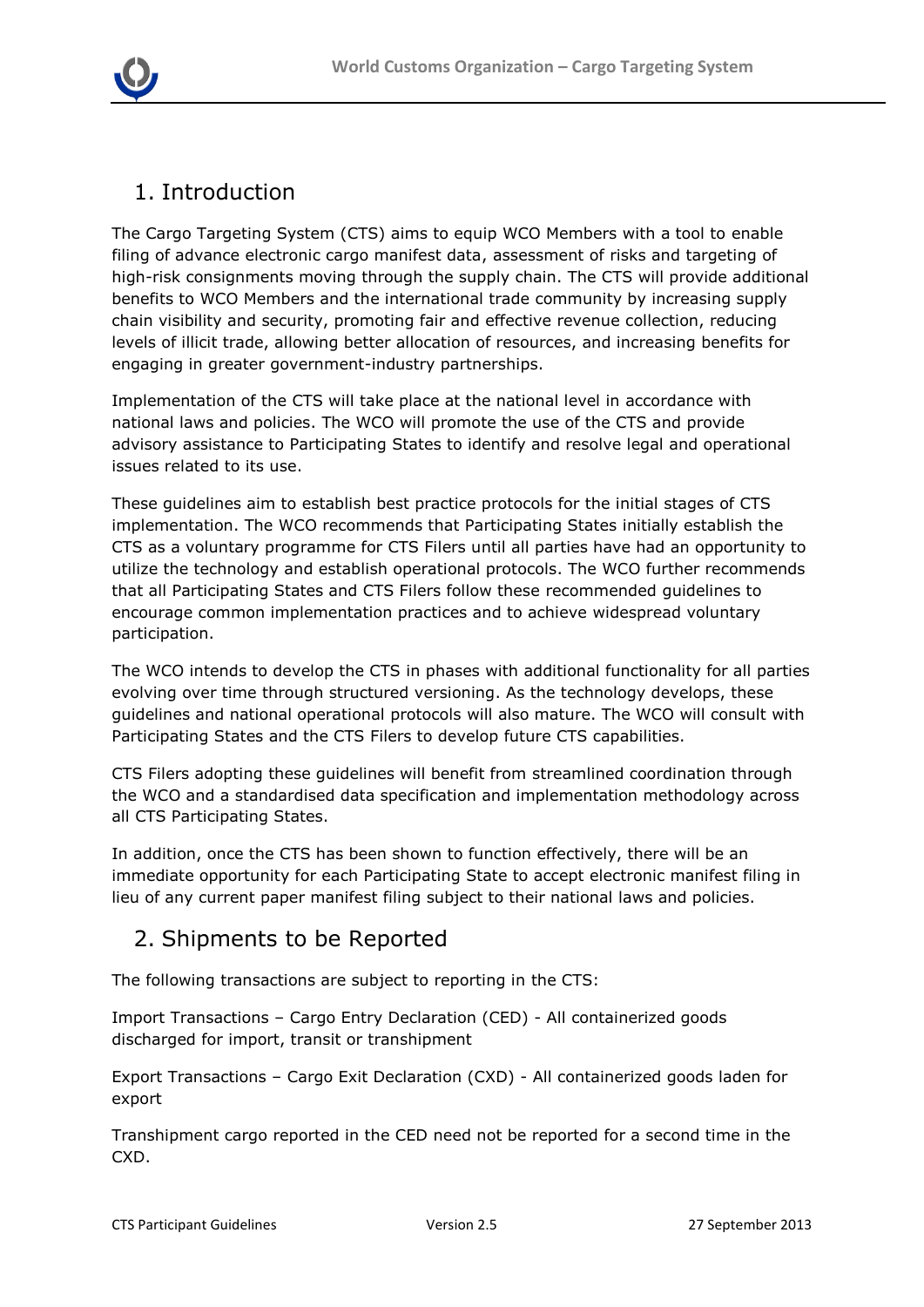## 1. Introduction

The Cargo Targeting System (CTS) aims to equip WCO Members with a tool to enable filing of advance electronic cargo manifest data, assessment of risks and targeting of high-risk consignments moving through the supply chain. The CTS will provide additional benefits to WCO Members and the international trade community by increasing supply chain visibility and security, promoting fair and effective revenue collection, reducing levels of illicit trade, allowing better allocation of resources, and increasing benefits for engaging in greater government-industry partnerships.

Implementation of the CTS will take place at the national level in accordance with national laws and policies. The WCO will promote the use of the CTS and provide advisory assistance to Participating States to identify and resolve legal and operational issues related to its use.

These guidelines aim to establish best practice protocols for the initial stages of CTS implementation. The WCO recommends that Participating States initially establish the CTS as a voluntary programme for CTS Filers until all parties have had an opportunity to utilize the technology and establish operational protocols. The WCO further recommends that all Participating States and CTS Filers follow these recommended guidelines to encourage common implementation practices and to achieve widespread voluntary participation.

The WCO intends to develop the CTS in phases with additional functionality for all parties evolving over time through structured versioning. As the technology develops, these guidelines and national operational protocols will also mature. The WCO will consult with Participating States and the CTS Filers to develop future CTS capabilities.

CTS Filers adopting these guidelines will benefit from streamlined coordination through the WCO and a standardised data specification and implementation methodology across all CTS Participating States.

In addition, once the CTS has been shown to function effectively, there will be an immediate opportunity for each Participating State to accept electronic manifest filing in lieu of any current paper manifest filing subject to their national laws and policies.

## 2. Shipments to be Reported

The following transactions are subject to reporting in the CTS:

Import Transactions – Cargo Entry Declaration (CED) - All containerized goods discharged for import, transit or transhipment

Export Transactions – Cargo Exit Declaration (CXD) - All containerized goods laden for export

Transhipment cargo reported in the CED need not be reported for a second time in the CXD.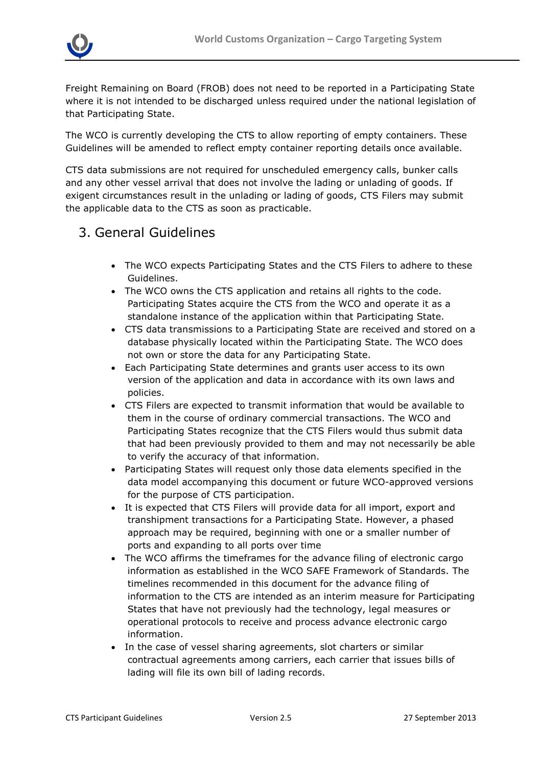Freight Remaining on Board (FROB) does not need to be reported in a Participating State where it is not intended to be discharged unless required under the national legislation of that Participating State.

The WCO is currently developing the CTS to allow reporting of empty containers. These Guidelines will be amended to reflect empty container reporting details once available.

CTS data submissions are not required for unscheduled emergency calls, bunker calls and any other vessel arrival that does not involve the lading or unlading of goods. If exigent circumstances result in the unlading or lading of goods, CTS Filers may submit the applicable data to the CTS as soon as practicable.

## 3. General Guidelines

- The WCO expects Participating States and the CTS Filers to adhere to these Guidelines.
- The WCO owns the CTS application and retains all rights to the code. Participating States acquire the CTS from the WCO and operate it as a standalone instance of the application within that Participating State.
- CTS data transmissions to a Participating State are received and stored on a database physically located within the Participating State. The WCO does not own or store the data for any Participating State.
- Each Participating State determines and grants user access to its own version of the application and data in accordance with its own laws and policies.
- CTS Filers are expected to transmit information that would be available to them in the course of ordinary commercial transactions. The WCO and Participating States recognize that the CTS Filers would thus submit data that had been previously provided to them and may not necessarily be able to verify the accuracy of that information.
- Participating States will request only those data elements specified in the data model accompanying this document or future WCO-approved versions for the purpose of CTS participation.
- It is expected that CTS Filers will provide data for all import, export and transhipment transactions for a Participating State. However, a phased approach may be required, beginning with one or a smaller number of ports and expanding to all ports over time
- The WCO affirms the timeframes for the advance filing of electronic cargo information as established in the WCO SAFE Framework of Standards. The timelines recommended in this document for the advance filing of information to the CTS are intended as an interim measure for Participating States that have not previously had the technology, legal measures or operational protocols to receive and process advance electronic cargo information.
- In the case of vessel sharing agreements, slot charters or similar contractual agreements among carriers, each carrier that issues bills of lading will file its own bill of lading records.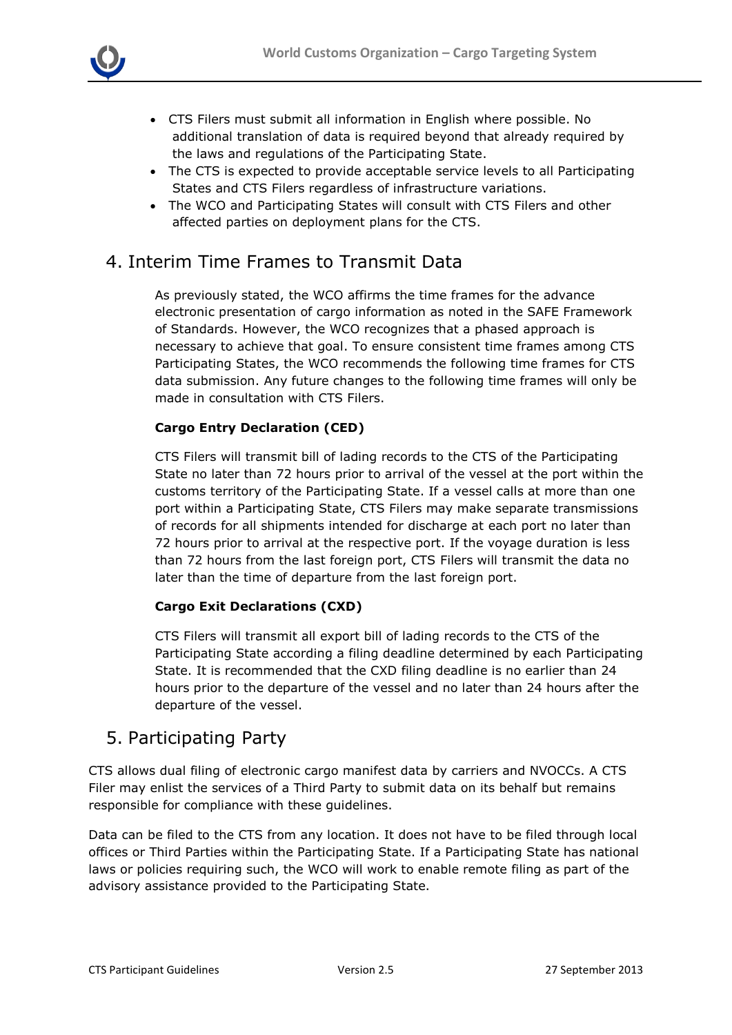- CTS Filers must submit all information in English where possible. No additional translation of data is required beyond that already required by the laws and regulations of the Participating State.
- The CTS is expected to provide acceptable service levels to all Participating States and CTS Filers regardless of infrastructure variations.
- The WCO and Participating States will consult with CTS Filers and other affected parties on deployment plans for the CTS.

## 4. Interim Time Frames to Transmit Data

As previously stated, the WCO affirms the time frames for the advance electronic presentation of cargo information as noted in the SAFE Framework of Standards. However, the WCO recognizes that a phased approach is necessary to achieve that goal. To ensure consistent time frames among CTS Participating States, the WCO recommends the following time frames for CTS data submission. Any future changes to the following time frames will only be made in consultation with CTS Filers.

**Cargo Entry Declaration (CED)**

CTS Filers will transmit bill of lading records to the CTS of the Participating State no later than 72 hours prior to arrival of the vessel at the port within the customs territory of the Participating State. If a vessel calls at more than one port within a Participating State, CTS Filers may make separate transmissions of records for all shipments intended for discharge at each port no later than 72 hours prior to arrival at the respective port. If the voyage duration is less than 72 hours from the last foreign port, CTS Filers will transmit the data no later than the time of departure from the last foreign port.

**Cargo Exit Declarations (CXD)**

CTS Filers will transmit all export bill of lading records to the CTS of the Participating State according a filing deadline determined by each Participating State. It is recommended that the CXD filing deadline is no earlier than 24 hours prior to the departure of the vessel and no later than 24 hours after the departure of the vessel.

## 5. Participating Party

CTS allows dual filing of electronic cargo manifest data by carriers and NVOCCs. A CTS Filer may enlist the services of a Third Party to submit data on its behalf but remains responsible for compliance with these guidelines.

Data can be filed to the CTS from any location. It does not have to be filed through local offices or Third Parties within the Participating State. If a Participating State has national laws or policies requiring such, the WCO will work to enable remote filing as part of the advisory assistance provided to the Participating State.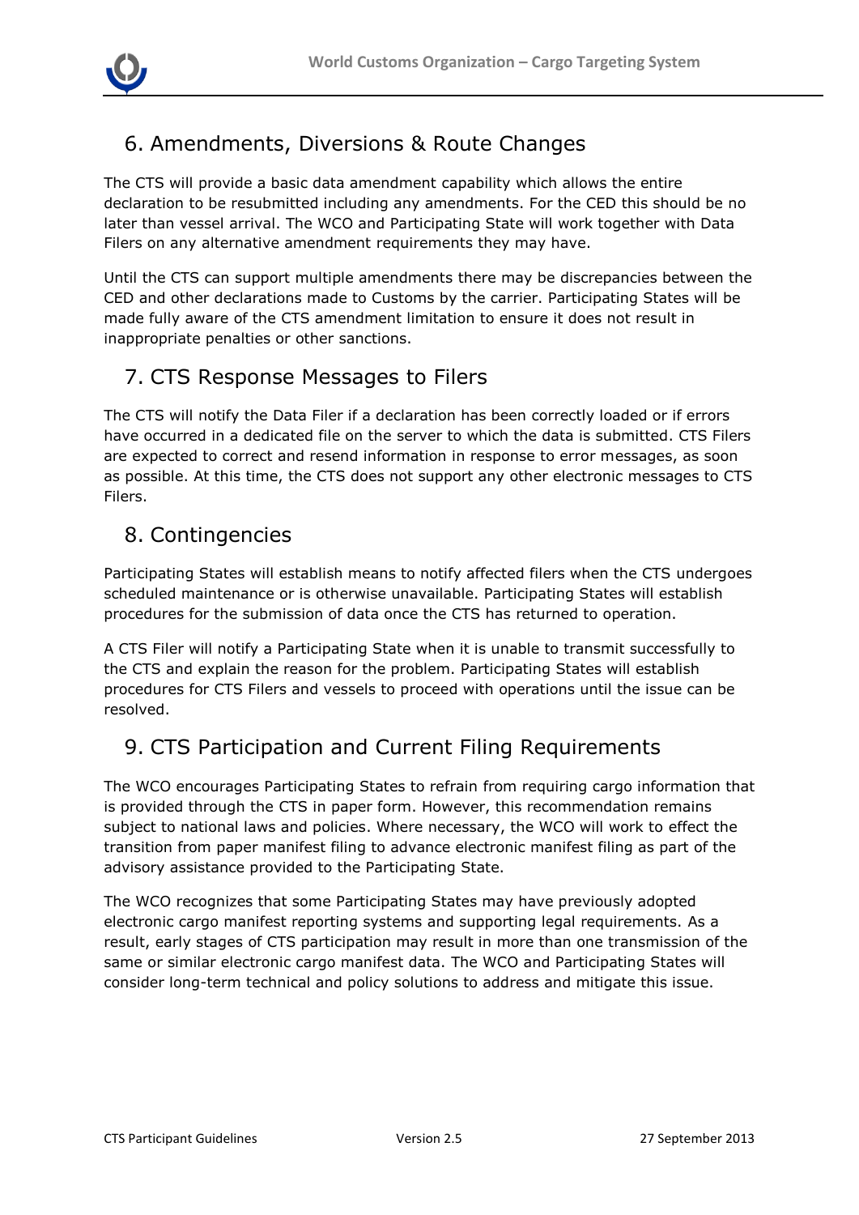## 6. Amendments, Diversions & Route Changes

The CTS will provide a basic data amendment capability which allows the entire declaration to be resubmitted including any amendments. For the CED this should be no later than vessel arrival. The WCO and Participating State will work together with Data Filers on any alternative amendment requirements they may have.

Until the CTS can support multiple amendments there may be discrepancies between the CED and other declarations made to Customs by the carrier. Participating States will be made fully aware of the CTS amendment limitation to ensure it does not result in inappropriate penalties or other sanctions.

## 7. CTS Response Messages to Filers

The CTS will notify the Data Filer if a declaration has been correctly loaded or if errors have occurred in a dedicated file on the server to which the data is submitted. CTS Filers are expected to correct and resend information in response to error messages, as soon as possible. At this time, the CTS does not support any other electronic messages to CTS Filers.

## 8. Contingencies

Participating States will establish means to notify affected filers when the CTS undergoes scheduled maintenance or is otherwise unavailable. Participating States will establish procedures for the submission of data once the CTS has returned to operation.

A CTS Filer will notify a Participating State when it is unable to transmit successfully to the CTS and explain the reason for the problem. Participating States will establish procedures for CTS Filers and vessels to proceed with operations until the issue can be resolved.

## 9. CTS Participation and Current Filing Requirements

The WCO encourages Participating States to refrain from requiring cargo information that is provided through the CTS in paper form. However, this recommendation remains subject to national laws and policies. Where necessary, the WCO will work to effect the transition from paper manifest filing to advance electronic manifest filing as part of the advisory assistance provided to the Participating State.

The WCO recognizes that some Participating States may have previously adopted electronic cargo manifest reporting systems and supporting legal requirements. As a result, early stages of CTS participation may result in more than one transmission of the same or similar electronic cargo manifest data. The WCO and Participating States will consider long-term technical and policy solutions to address and mitigate this issue.